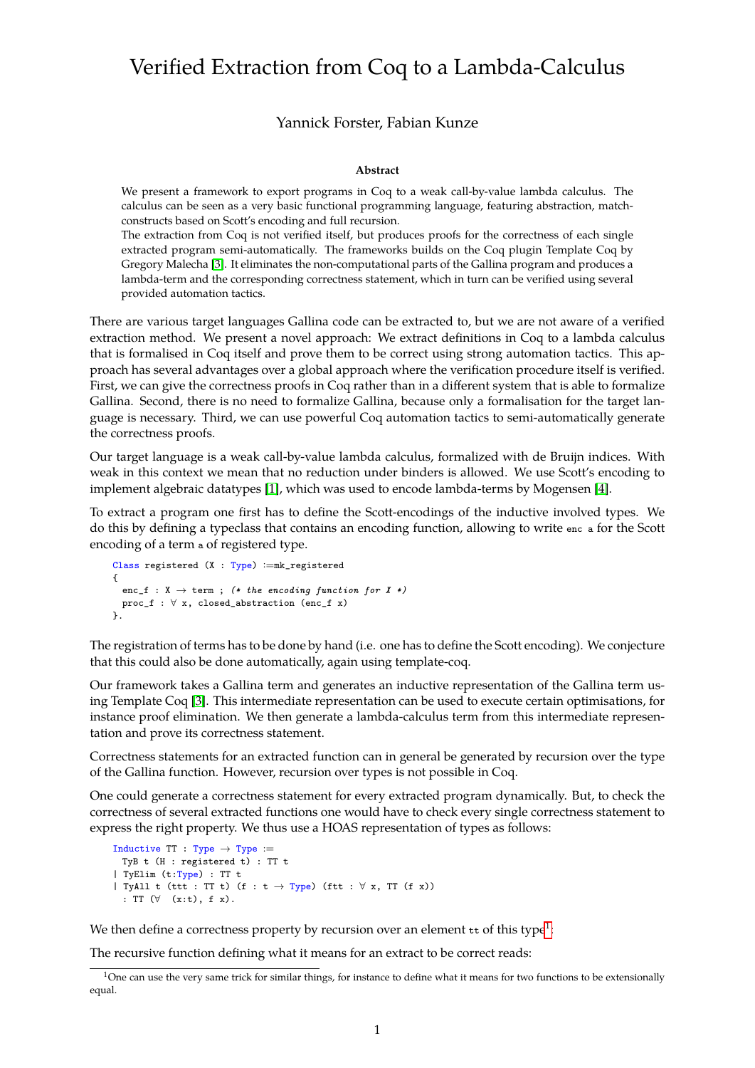# Verified Extraction from Coq to a Lambda-Calculus

Yannick Forster, Fabian Kunze

**Abstract**

We present a framework to export programs in Coq to a weak call-by-value lambda calculus. The calculus can be seen as a very basic functional programming language, featuring abstraction, match-constructs based on Scott's encoding and full recursion.

The extraction from Coq is not verified itself, but produces proofs for the correctness of each single extracted program semi-automatically. The frameworks builds on the Coq plugin Template Coq by Gregory Malecha [3]. It eliminates the non-computational parts of the Gallina program and produces a lambda-term and the corresponding correctness statement, which in turn can be verified using several provided automation tactics.

There are various target languages Gallina code can be extracted to, but we are not aware of a verified extraction method. We present a novel approach: We extract definitions in Coq to a lambda calculus that is formalised in Coq itself and prove them to be correct using strong automation tactics. This approach has several advantages over a global approach where the verification procedure itself is verified. First, we can give the correctness proofs in Coq rather than in a different system that is able to formalize Gallina. Second, there is no need to formalize Gallina, because only a formalisation for the target language is necessary. Third, we can use powerful Coq automation tactics to semi-automatically generate the correctness proofs.

Our target language is a weak call-by-value lambda calculus, formalized with de Bruijn indices. With weak in this context we mean that no reduction under binders is allowed. We use Scott's encoding to implement algebraic datatypes [1], which was used to encode lambda-terms by Mogensen [4].

To extract a program one first has to define the Scott-encodings of the inductive involved types. We do this by defining a typeclass that contains an encoding function, allowing to write `enc a` for the Scott encoding of a term `a` of registered type.

```
Class registered (X : Type) :=mk_registered
{
  enc_f : X → term ; (* the encoding function for X *)
  proc_f : ∀ x, closed_abstraction (enc_f x)
}.
```

The registration of terms has to be done by hand (i.e. one has to define the Scott encoding). We conjecture that this could also be done automatically, again using template-coq.

Our framework takes a Gallina term and generates an inductive representation of the Gallina term using Template Coq [3]. This intermediate representation can be used to execute certain optimisations, for instance proof elimination. We then generate a lambda-calculus term from this intermediate representation and prove its correctness statement.

Correctness statements for an extracted function can in general be generated by recursion over the type of the Gallina function. However, recursion over types is not possible in Coq.

One could generate a correctness statement for every extracted program dynamically. But, to check the correctness of several extracted functions one would have to check every single correctness statement to express the right property. We thus use a HOAS representation of types as follows:

```
Inductive TT : Type → Type :=
  TyB t (H : registered t) : TT t
| TyElim (t:Type) : TT t
| TyAll t (ttt : TT t) (f : t → Type) (ftt : ∀ x, TT (f x))
  : TT (∀  (x:t), f x).
```

We then define a correctness property by recursion over an element `tt` of this type[1].

The recursive function defining what it means for an extract to be correct reads:

[1] One can use the very same trick for similar things, for instance to define what it means for two functions to be extensionally equal.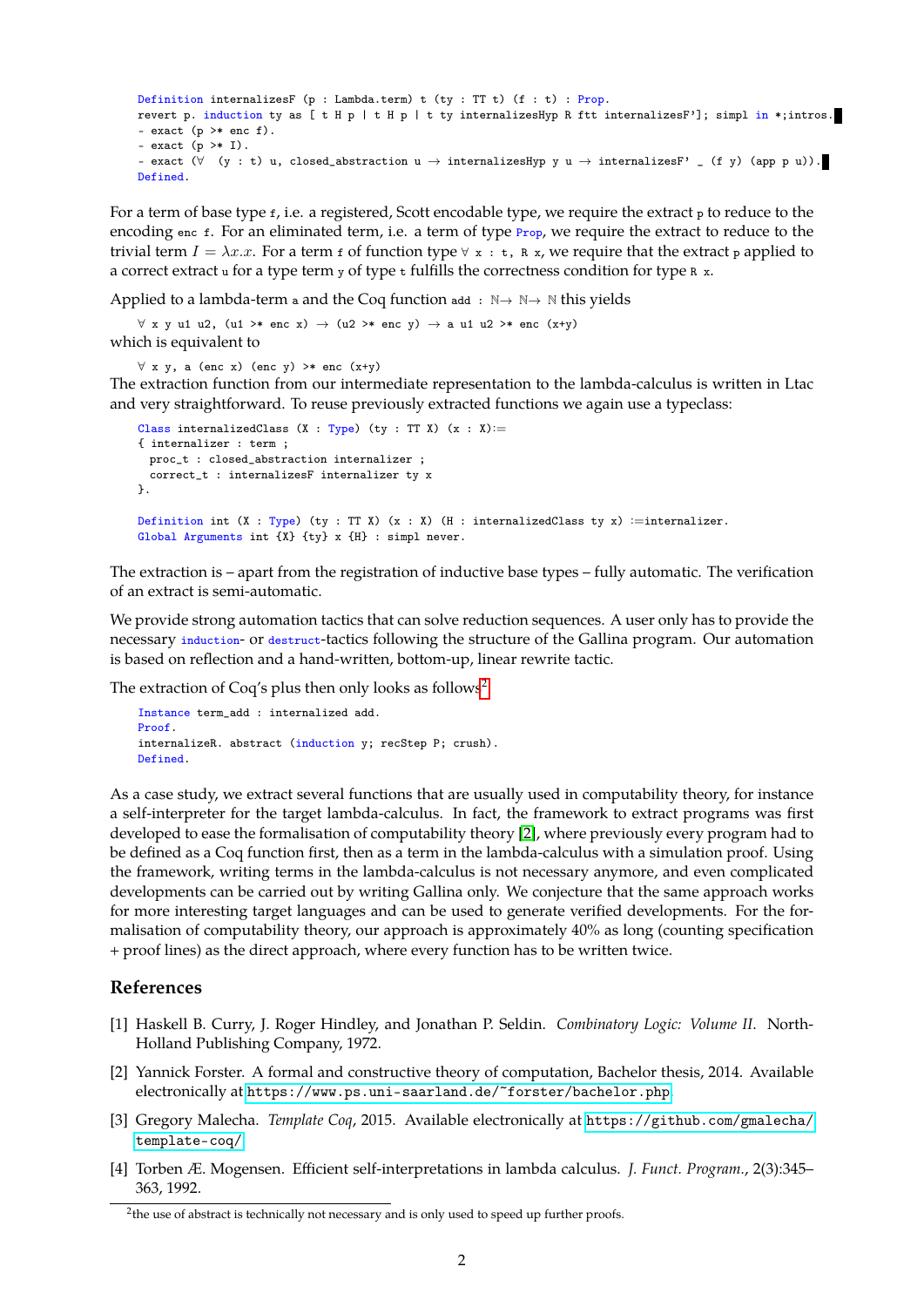```
Definition internalizesF (p : Lambda.term) t (ty : TT t) (f : t) : Prop.
revert p. induction ty as [ t H p | t H p | t ty internalizesHyp R ftt internalizesF']; simpl in *;intros.
- exact (p >* enc f).
- exact (p >* I).
- exact (∀  (y : t) u, closed_abstraction u → internalizesHyp y u → internalizesF' _ (f y) (app p u)).
Defined.
```

For a term of base type `f`, i.e. a registered, Scott encodable type, we require the extract `p` to reduce to the encoding `enc f`. For an eliminated term, i.e. a term of type `Prop`, we require the extract to reduce to the trivial term $I = \lambda x.x$. For a term `f` of function type `∀ x : t, R x`, we require that the extract `p` applied to a correct extract `u` for a type term `y` of type `t` fulfills the correctness condition for type `R x`.

Applied to a lambda-term `a` and the Coq function `add : ℕ→ ℕ→ ℕ` this yields

```
∀ x y u1 u2, (u1 >* enc x) → (u2 >* enc y) → a u1 u2 >* enc (x+y)
```

which is equivalent to

```
∀ x y, a (enc x) (enc y) >* enc (x+y)
```

The extraction function from our intermediate representation to the lambda-calculus is written in Ltac and very straightforward. To reuse previously extracted functions we again use a typeclass:

```
Class internalizedClass (X : Type) (ty : TT X) (x : X):=
{ internalizer : term ;
  proc_t : closed_abstraction internalizer ;
  correct_t : internalizesF internalizer ty x
}.

Definition int (X : Type) (ty : TT X) (x : X) (H : internalizedClass ty x) :=internalizer.
Global Arguments int {X} {ty} x {H} : simpl never.
```

The extraction is – apart from the registration of inductive base types – fully automatic. The verification of an extract is semi-automatic.

We provide strong automation tactics that can solve reduction sequences. A user only has to provide the necessary `induction`- or `destruct`-tactics following the structure of the Gallina program. Our automation is based on reflection and a hand-written, bottom-up, linear rewrite tactic.

The extraction of Coq's plus then only looks as follows[2]

```
Instance term_add : internalized add.
Proof.
internalizeR. abstract (induction y; recStep P; crush).
Defined.
```

As a case study, we extract several functions that are usually used in computability theory, for instance a self-interpreter for the target lambda-calculus. In fact, the framework to extract programs was first developed to ease the formalisation of computability theory [2], where previously every program had to be defined as a Coq function first, then as a term in the lambda-calculus with a simulation proof. Using the framework, writing terms in the lambda-calculus is not necessary anymore, and even complicated developments can be carried out by writing Gallina only. We conjecture that the same approach works for more interesting target languages and can be used to generate verified developments. For the formalisation of computability theory, our approach is approximately 40% as long (counting specification + proof lines) as the direct approach, where every function has to be written twice.

## References

[1] Haskell B. Curry, J. Roger Hindley, and Jonathan P. Seldin. *Combinatory Logic: Volume II*. North-Holland Publishing Company, 1972.

[2] Yannick Forster. A formal and constructive theory of computation, Bachelor thesis, 2014. Available electronically at https://www.ps.uni-saarland.de/~forster/bachelor.php.

[3] Gregory Malecha. *Template Coq*, 2015. Available electronically at https://github.com/gmalecha/template-coq/.

[4] Torben Æ. Mogensen. Efficient self-interpretations in lambda calculus. *J. Funct. Program.*, 2(3):345–363, 1992.

[2] the use of abstract is technically not necessary and is only used to speed up further proofs.